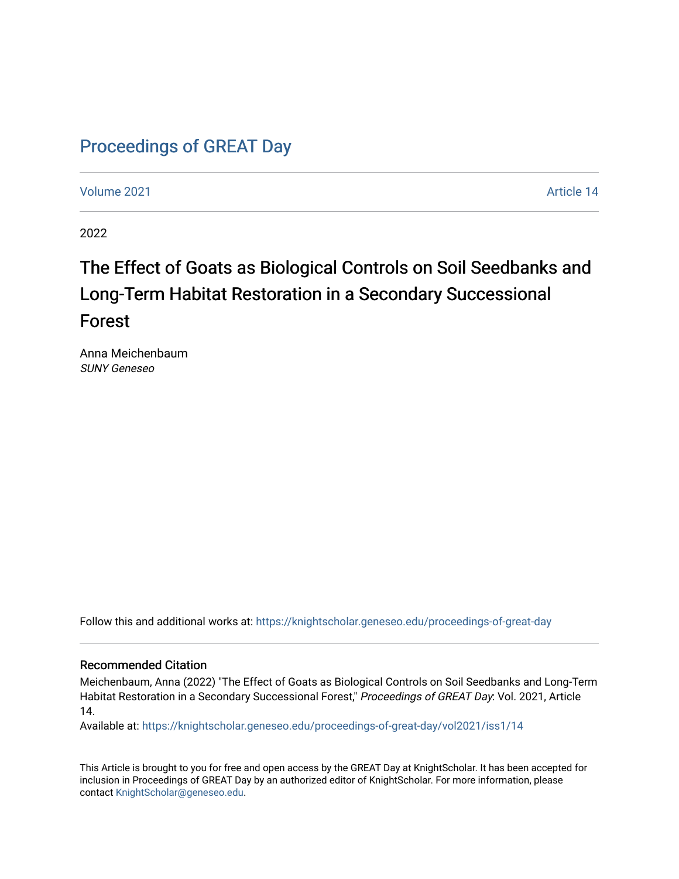# Proceedings of GREAT Day

Volume 2021 Article 14

2022

## The Effect of Goats as Biological Controls on Soil Seedbanks and Long-Term Habitat Restoration in a Secondary Successional Forest

Anna Meichenbaum
*SUNY Geneseo*

Follow this and additional works at: https://knightscholar.geneseo.edu/proceedings-of-great-day

### Recommended Citation

Meichenbaum, Anna (2022) "The Effect of Goats as Biological Controls on Soil Seedbanks and Long-Term Habitat Restoration in a Secondary Successional Forest," *Proceedings of GREAT Day*: Vol. 2021, Article 14.

Available at: https://knightscholar.geneseo.edu/proceedings-of-great-day/vol2021/iss1/14

This Article is brought to you for free and open access by the GREAT Day at KnightScholar. It has been accepted for inclusion in Proceedings of GREAT Day by an authorized editor of KnightScholar. For more information, please contact KnightScholar@geneseo.edu.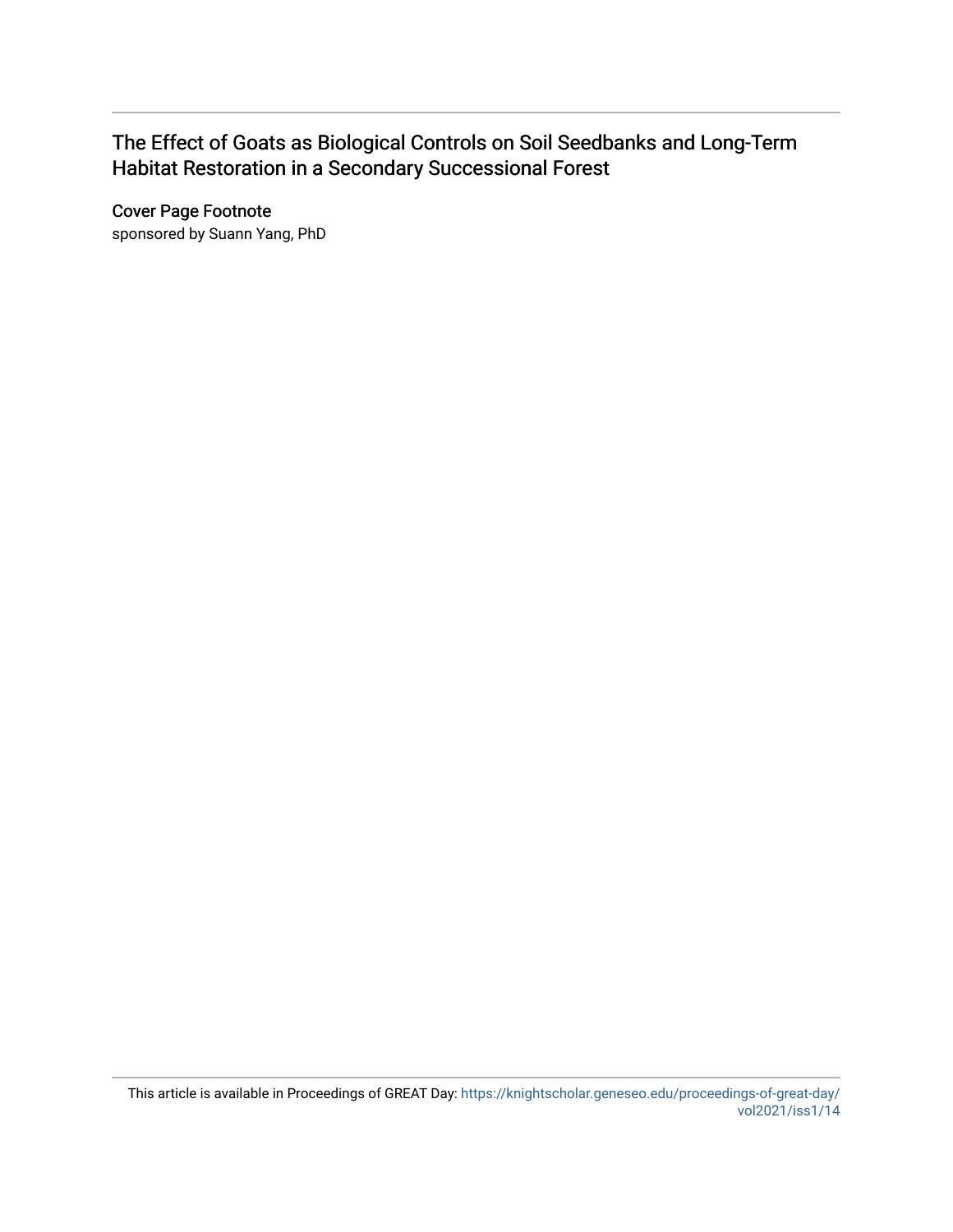# The Effect of Goats as Biological Controls on Soil Seedbanks and Long-Term Habitat Restoration in a Secondary Successional Forest

## Cover Page Footnote

sponsored by Suann Yang, PhD

This article is available in Proceedings of GREAT Day: https://knightscholar.geneseo.edu/proceedings-of-great-day/vol2021/iss1/14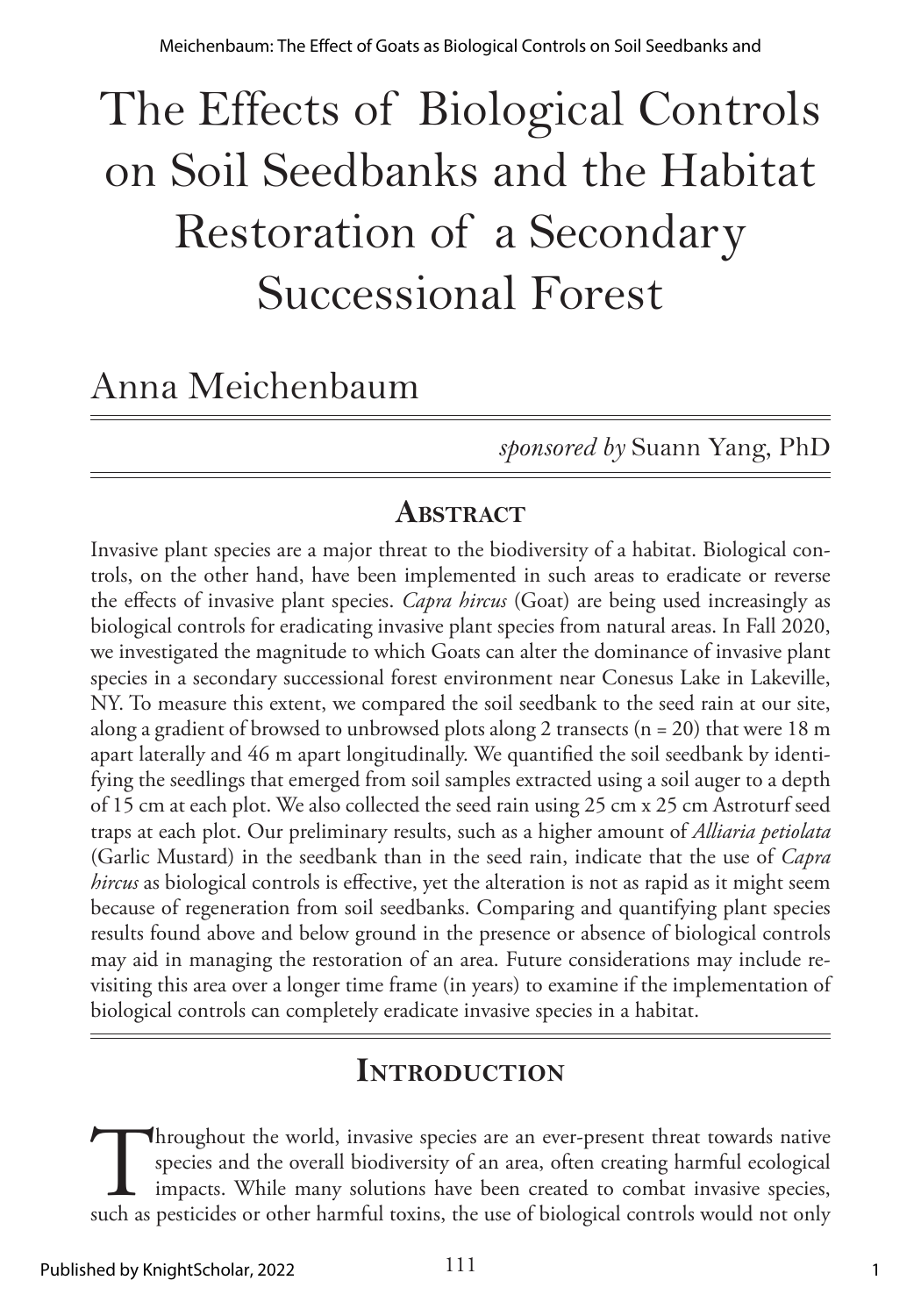# The Effects of Biological Controls on Soil Seedbanks and the Habitat Restoration of a Secondary Successional Forest

## Anna Meichenbaum

*sponsored by* Suann Yang, PhD

## Abstract

Invasive plant species are a major threat to the biodiversity of a habitat. Biological controls, on the other hand, have been implemented in such areas to eradicate or reverse the effects of invasive plant species. *Capra hircus* (Goat) are being used increasingly as biological controls for eradicating invasive plant species from natural areas. In Fall 2020, we investigated the magnitude to which Goats can alter the dominance of invasive plant species in a secondary successional forest environment near Conesus Lake in Lakeville, NY. To measure this extent, we compared the soil seedbank to the seed rain at our site, along a gradient of browsed to unbrowsed plots along 2 transects (n = 20) that were 18 m apart laterally and 46 m apart longitudinally. We quantified the soil seedbank by identifying the seedlings that emerged from soil samples extracted using a soil auger to a depth of 15 cm at each plot. We also collected the seed rain using 25 cm x 25 cm Astroturf seed traps at each plot. Our preliminary results, such as a higher amount of *Alliaria petiolata* (Garlic Mustard) in the seedbank than in the seed rain, indicate that the use of *Capra hircus* as biological controls is effective, yet the alteration is not as rapid as it might seem because of regeneration from soil seedbanks. Comparing and quantifying plant species results found above and below ground in the presence or absence of biological controls may aid in managing the restoration of an area. Future considerations may include revisiting this area over a longer time frame (in years) to examine if the implementation of biological controls can completely eradicate invasive species in a habitat.

## Introduction

Throughout the world, invasive species are an ever-present threat towards native species and the overall biodiversity of an area, often creating harmful ecological impacts. While many solutions have been created to combat invasive species, such as pesticides or other harmful toxins, the use of biological controls would not only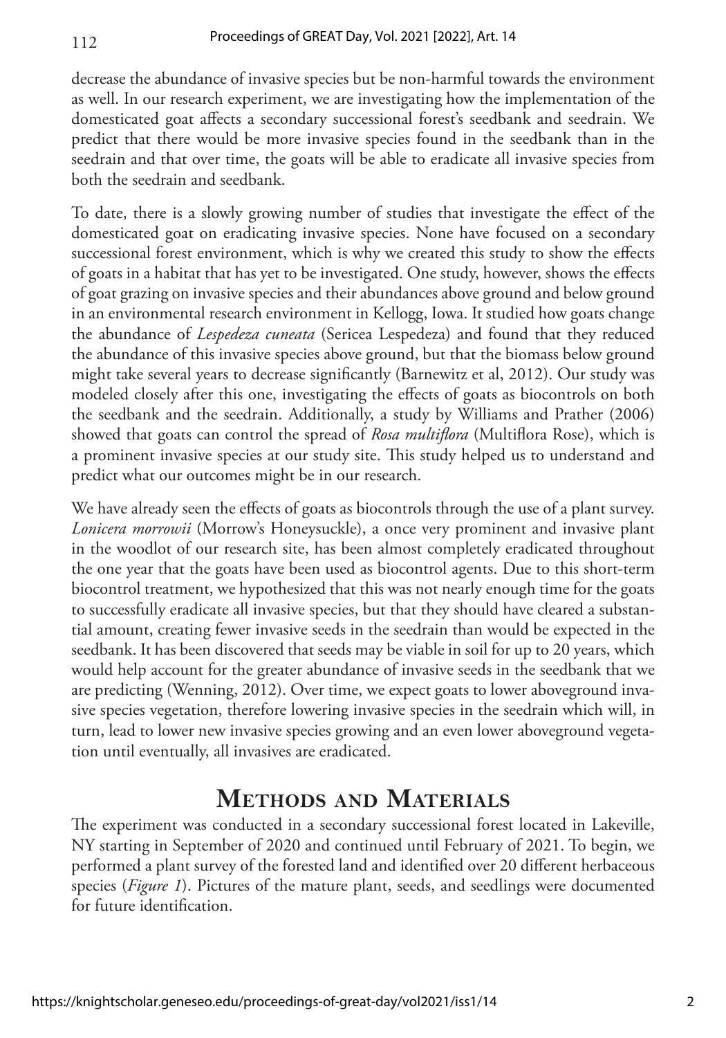decrease the abundance of invasive species but be non-harmful towards the environment as well. In our research experiment, we are investigating how the implementation of the domesticated goat affects a secondary successional forest's seedbank and seedrain. We predict that there would be more invasive species found in the seedbank than in the seedrain and that over time, the goats will be able to eradicate all invasive species from both the seedrain and seedbank.

To date, there is a slowly growing number of studies that investigate the effect of the domesticated goat on eradicating invasive species. None have focused on a secondary successional forest environment, which is why we created this study to show the effects of goats in a habitat that has yet to be investigated. One study, however, shows the effects of goat grazing on invasive species and their abundances above ground and below ground in an environmental research environment in Kellogg, Iowa. It studied how goats change the abundance of *Lespedeza cuneata* (Sericea Lespedeza) and found that they reduced the abundance of this invasive species above ground, but that the biomass below ground might take several years to decrease significantly (Barnewitz et al, 2012). Our study was modeled closely after this one, investigating the effects of goats as biocontrols on both the seedbank and the seedrain. Additionally, a study by Williams and Prather (2006) showed that goats can control the spread of *Rosa multiflora* (Multiflora Rose), which is a prominent invasive species at our study site. This study helped us to understand and predict what our outcomes might be in our research.

We have already seen the effects of goats as biocontrols through the use of a plant survey. *Lonicera morrowii* (Morrow's Honeysuckle), a once very prominent and invasive plant in the woodlot of our research site, has been almost completely eradicated throughout the one year that the goats have been used as biocontrol agents. Due to this short-term biocontrol treatment, we hypothesized that this was not nearly enough time for the goats to successfully eradicate all invasive species, but that they should have cleared a substantial amount, creating fewer invasive seeds in the seedrain than would be expected in the seedbank. It has been discovered that seeds may be viable in soil for up to 20 years, which would help account for the greater abundance of invasive seeds in the seedbank that we are predicting (Wenning, 2012). Over time, we expect goats to lower aboveground invasive species vegetation, therefore lowering invasive species in the seedrain which will, in turn, lead to lower new invasive species growing and an even lower aboveground vegetation until eventually, all invasives are eradicated.

## Methods and Materials

The experiment was conducted in a secondary successional forest located in Lakeville, NY starting in September of 2020 and continued until February of 2021. To begin, we performed a plant survey of the forested land and identified over 20 different herbaceous species (*Figure 1*). Pictures of the mature plant, seeds, and seedlings were documented for future identification.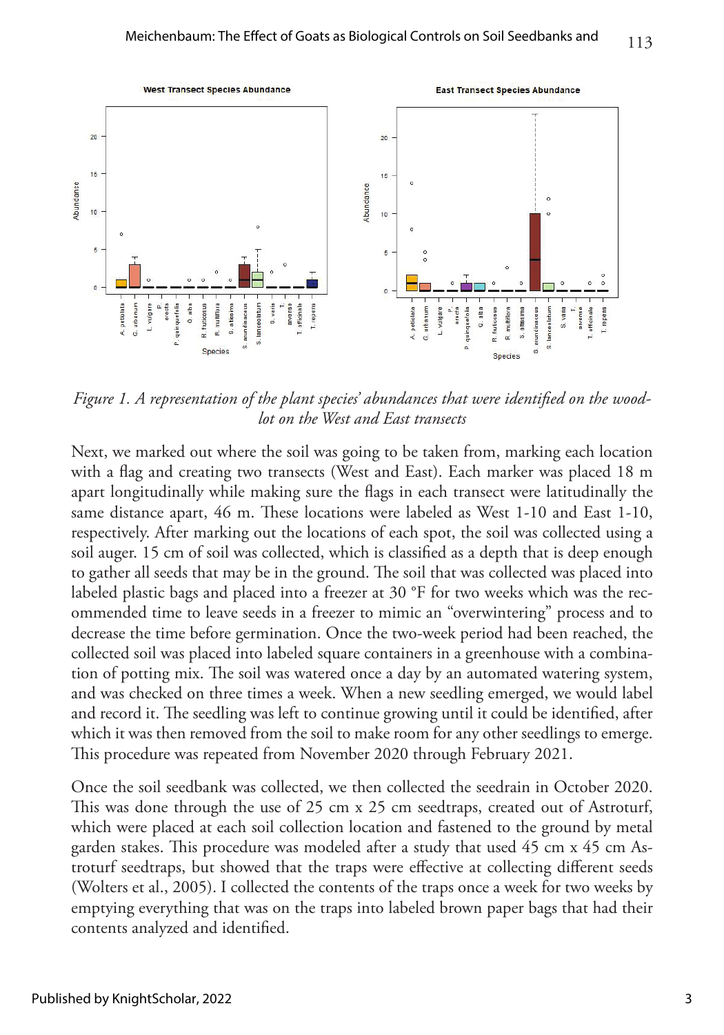*Figure 1. A representation of the plant species' abundances that were identified on the woodlot on the West and East transects*

Next, we marked out where the soil was going to be taken from, marking each location with a flag and creating two transects (West and East). Each marker was placed 18 m apart longitudinally while making sure the flags in each transect were latitudinally the same distance apart, 46 m. These locations were labeled as West 1-10 and East 1-10, respectively. After marking out the locations of each spot, the soil was collected using a soil auger. 15 cm of soil was collected, which is classified as a depth that is deep enough to gather all seeds that may be in the ground. The soil that was collected was placed into labeled plastic bags and placed into a freezer at 30 °F for two weeks which was the recommended time to leave seeds in a freezer to mimic an "overwintering" process and to decrease the time before germination. Once the two-week period had been reached, the collected soil was placed into labeled square containers in a greenhouse with a combination of potting mix. The soil was watered once a day by an automated watering system, and was checked on three times a week. When a new seedling emerged, we would label and record it. The seedling was left to continue growing until it could be identified, after which it was then removed from the soil to make room for any other seedlings to emerge. This procedure was repeated from November 2020 through February 2021.

Once the soil seedbank was collected, we then collected the seedrain in October 2020. This was done through the use of 25 cm x 25 cm seedtraps, created out of Astroturf, which were placed at each soil collection location and fastened to the ground by metal garden stakes. This procedure was modeled after a study that used 45 cm x 45 cm Astroturf seedtraps, but showed that the traps were effective at collecting different seeds (Wolters et al., 2005). I collected the contents of the traps once a week for two weeks by emptying everything that was on the traps into labeled brown paper bags that had their contents analyzed and identified.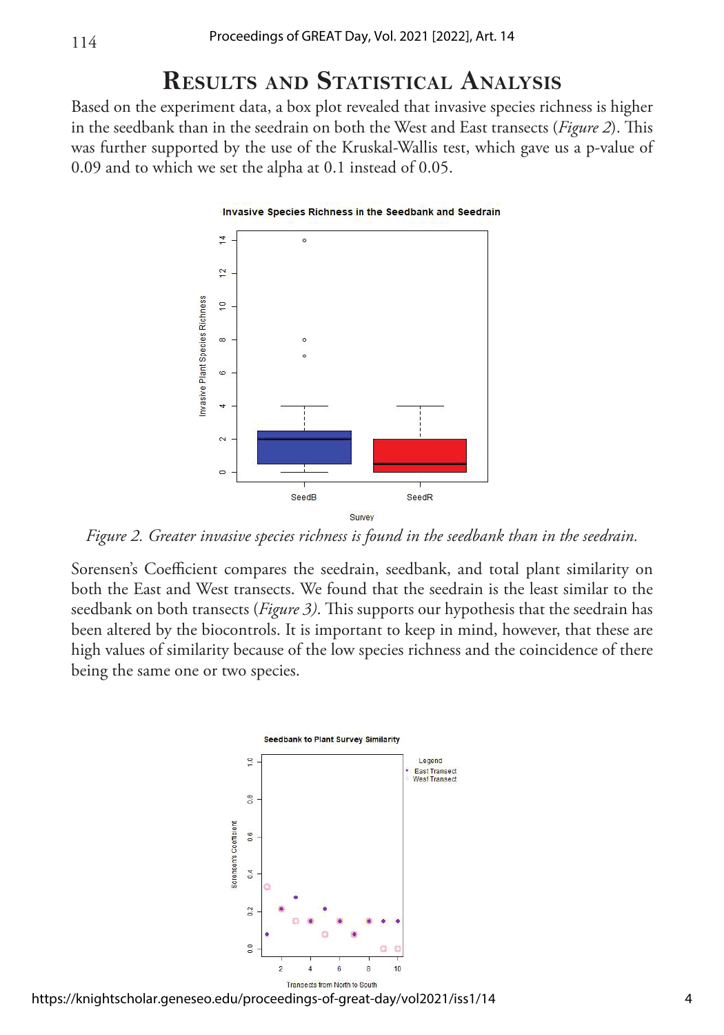# Results and Statistical Analysis

Based on the experiment data, a box plot revealed that invasive species richness is higher in the seedbank than in the seedrain on both the West and East transects (*Figure 2*). This was further supported by the use of the Kruskal-Wallis test, which gave us a p-value of 0.09 and to which we set the alpha at 0.1 instead of 0.05.

*Figure 2. Greater invasive species richness is found in the seedbank than in the seedrain.*

Sorensen's Coefficient compares the seedrain, seedbank, and total plant similarity on both the East and West transects. We found that the seedrain is the least similar to the seedbank on both transects (*Figure 3*). This supports our hypothesis that the seedrain has been altered by the biocontrols. It is important to keep in mind, however, that these are high values of similarity because of the low species richness and the coincidence of there being the same one or two species.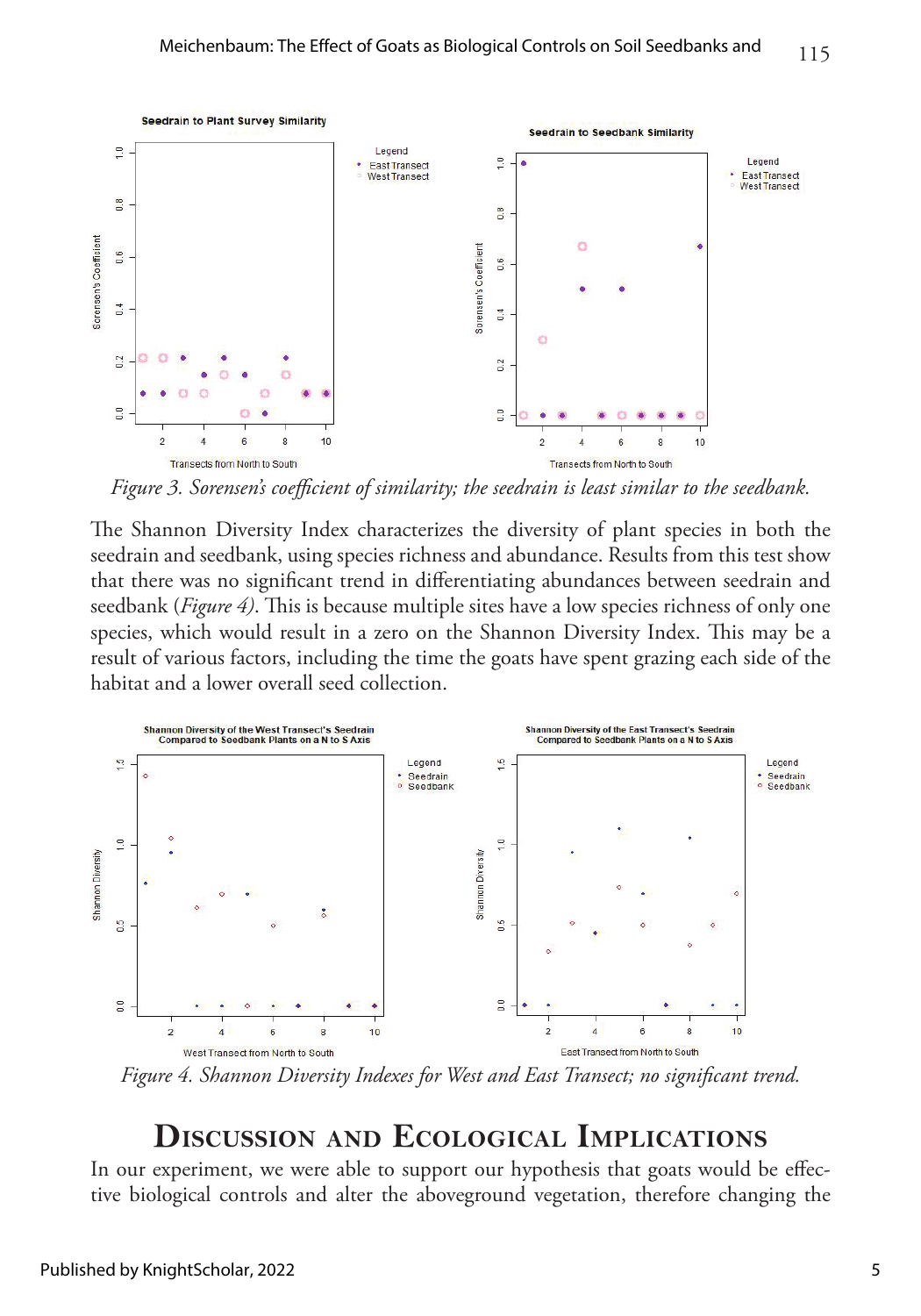*Figure 3. Sorensen's coefficient of similarity; the seedrain is least similar to the seedbank.*

The Shannon Diversity Index characterizes the diversity of plant species in both the seedrain and seedbank, using species richness and abundance. Results from this test show that there was no significant trend in differentiating abundances between seedrain and seedbank (*Figure 4*). This is because multiple sites have a low species richness of only one species, which would result in a zero on the Shannon Diversity Index. This may be a result of various factors, including the time the goats have spent grazing each side of the habitat and a lower overall seed collection.

*Figure 4. Shannon Diversity Indexes for West and East Transect; no significant trend.*

## Discussion and Ecological Implications

In our experiment, we were able to support our hypothesis that goats would be effective biological controls and alter the aboveground vegetation, therefore changing the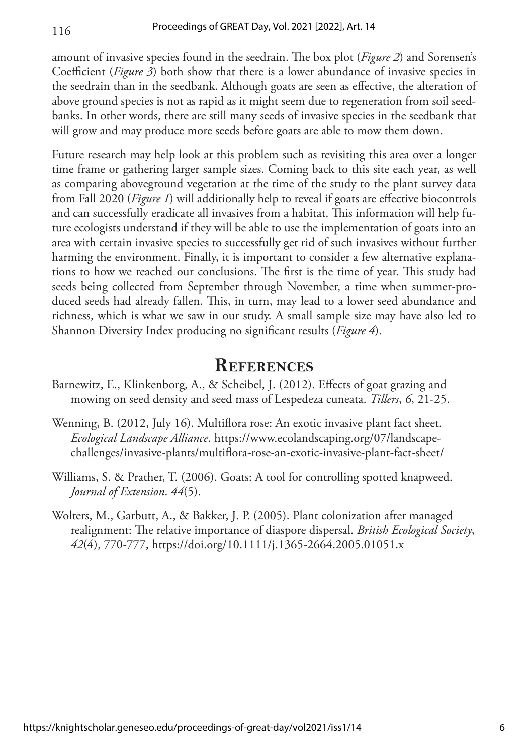amount of invasive species found in the seedrain. The box plot (*Figure 2*) and Sorensen's Coefficient (*Figure 3*) both show that there is a lower abundance of invasive species in the seedrain than in the seedbank. Although goats are seen as effective, the alteration of above ground species is not as rapid as it might seem due to regeneration from soil seedbanks. In other words, there are still many seeds of invasive species in the seedbank that will grow and may produce more seeds before goats are able to mow them down.

Future research may help look at this problem such as revisiting this area over a longer time frame or gathering larger sample sizes. Coming back to this site each year, as well as comparing aboveground vegetation at the time of the study to the plant survey data from Fall 2020 (*Figure 1*) will additionally help to reveal if goats are effective biocontrols and can successfully eradicate all invasives from a habitat. This information will help future ecologists understand if they will be able to use the implementation of goats into an area with certain invasive species to successfully get rid of such invasives without further harming the environment. Finally, it is important to consider a few alternative explanations to how we reached our conclusions. The first is the time of year. This study had seeds being collected from September through November, a time when summer-produced seeds had already fallen. This, in turn, may lead to a lower seed abundance and richness, which is what we saw in our study. A small sample size may have also led to Shannon Diversity Index producing no significant results (*Figure 4*).

## References

Barnewitz, E., Klinkenborg, A., & Scheibel, J. (2012). Effects of goat grazing and mowing on seed density and seed mass of Lespedeza cuneata. *Tillers*, *6*, 21-25.

Wenning, B. (2012, July 16). Multiflora rose: An exotic invasive plant fact sheet. *Ecological Landscape Alliance*. https://www.ecolandscaping.org/07/landscape-challenges/invasive-plants/multiflora-rose-an-exotic-invasive-plant-fact-sheet/

Williams, S. & Prather, T. (2006). Goats: A tool for controlling spotted knapweed. *Journal of Extension*. *44*(5).

Wolters, M., Garbutt, A., & Bakker, J. P. (2005). Plant colonization after managed realignment: The relative importance of diaspore dispersal. *British Ecological Society*, *42*(4), 770-777, https://doi.org/10.1111/j.1365-2664.2005.01051.x